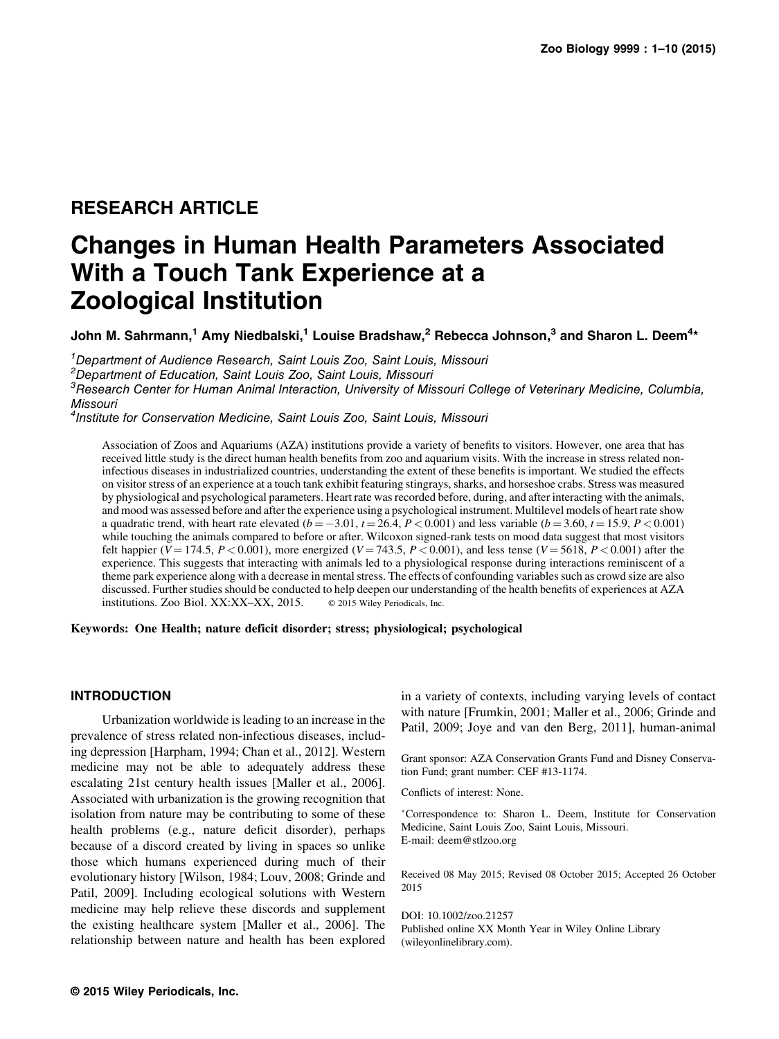RESEARCH ARTICLE

# Changes in Human Health Parameters Associated With a Touch Tank Experience at a Zoological Institution

John M. Sahrmann,[1] Amy Niedbalski,[1] Louise Bradshaw,[2] Rebecca Johnson,[3] and Sharon L. Deem[4]*

[1]Department of Audience Research, Saint Louis Zoo, Saint Louis, Missouri

[2]Department of Education, Saint Louis Zoo, Saint Louis, Missouri

[3]Research Center for Human Animal Interaction, University of Missouri College of Veterinary Medicine, Columbia, Missouri

[4]Institute for Conservation Medicine, Saint Louis Zoo, Saint Louis, Missouri

Association of Zoos and Aquariums (AZA) institutions provide a variety of benefits to visitors. However, one area that has received little study is the direct human health benefits from zoo and aquarium visits. With the increase in stress related non-infectious diseases in industrialized countries, understanding the extent of these benefits is important. We studied the effects on visitor stress of an experience at a touch tank exhibit featuring stingrays, sharks, and horseshoe crabs. Stress was measured by physiological and psychological parameters. Heart rate was recorded before, during, and after interacting with the animals, and mood was assessed before and after the experience using a psychological instrument. Multilevel models of heart rate show a quadratic trend, with heart rate elevated ($b = -3.01$, $t = 26.4$, $P < 0.001$) and less variable ($b = 3.60$, $t = 15.9$, $P < 0.001$) while touching the animals compared to before or after. Wilcoxon signed-rank tests on mood data suggest that most visitors felt happier ($V = 174.5$, $P < 0.001$), more energized ($V = 743.5$, $P < 0.001$), and less tense ($V = 5618$, $P < 0.001$) after the experience. This suggests that interacting with animals led to a physiological response during interactions reminiscent of a theme park experience along with a decrease in mental stress. The effects of confounding variables such as crowd size are also discussed. Further studies should be conducted to help deepen our understanding of the health benefits of experiences at AZA institutions. Zoo Biol. XX:XX–XX, 2015. © 2015 Wiley Periodicals, Inc.

**Keywords: One Health; nature deficit disorder; stress; physiological; psychological**

## INTRODUCTION

Urbanization worldwide is leading to an increase in the prevalence of stress related non-infectious diseases, including depression [Harpham, 1994; Chan et al., 2012]. Western medicine may not be able to adequately address these escalating 21st century health issues [Maller et al., 2006]. Associated with urbanization is the growing recognition that isolation from nature may be contributing to some of these health problems (e.g., nature deficit disorder), perhaps because of a discord created by living in spaces so unlike those which humans experienced during much of their evolutionary history [Wilson, 1984; Louv, 2008; Grinde and Patil, 2009]. Including ecological solutions with Western medicine may help relieve these discords and supplement the existing healthcare system [Maller et al., 2006]. The relationship between nature and health has been explored in a variety of contexts, including varying levels of contact with nature [Frumkin, 2001; Maller et al., 2006; Grinde and Patil, 2009; Joye and van den Berg, 2011], human-animal

Grant sponsor: AZA Conservation Grants Fund and Disney Conservation Fund; grant number: CEF #13-1174.

Conflicts of interest: None.

*Correspondence to: Sharon L. Deem, Institute for Conservation Medicine, Saint Louis Zoo, Saint Louis, Missouri. E-mail: deem@stlzoo.org

Received 08 May 2015; Revised 08 October 2015; Accepted 26 October 2015

DOI: 10.1002/zoo.21257
Published online XX Month Year in Wiley Online Library (wileyonlinelibrary.com).

© 2015 Wiley Periodicals, Inc.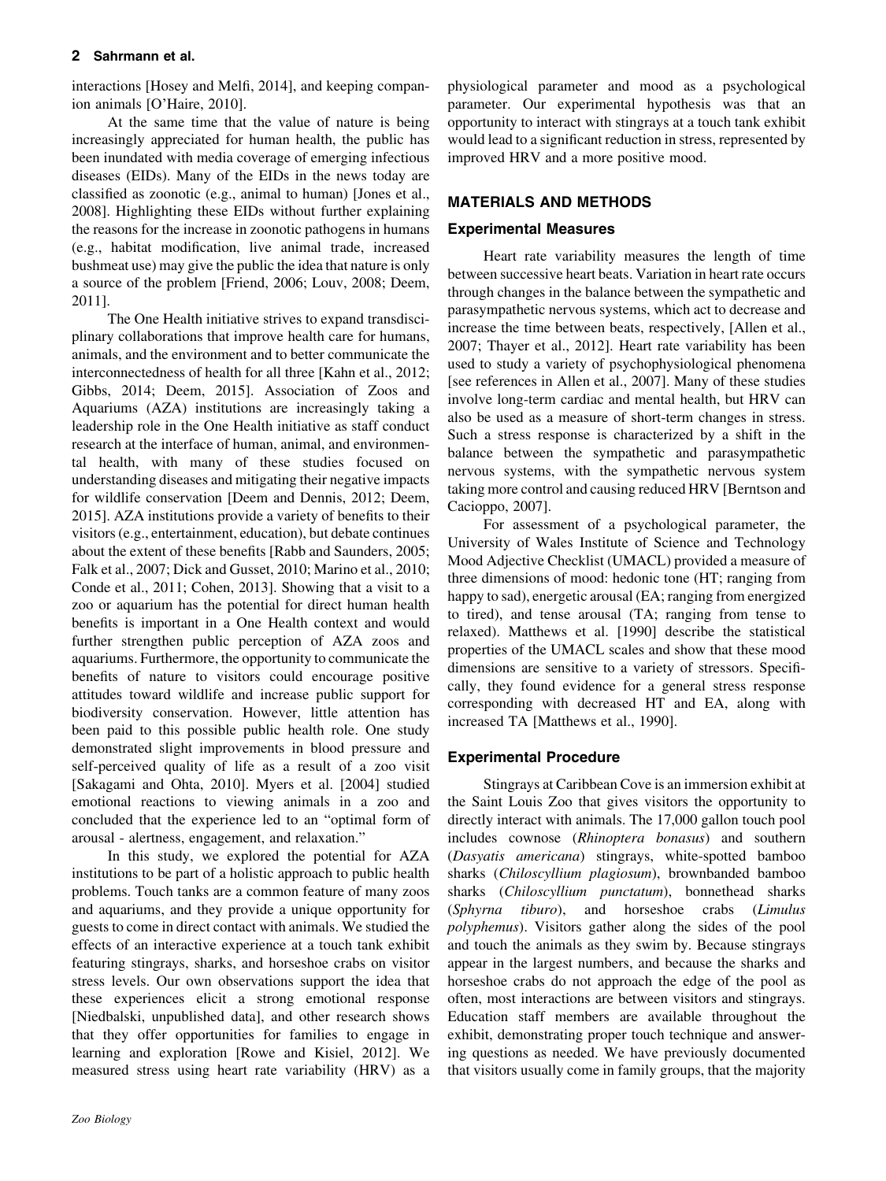interactions [Hosey and Melfi, 2014], and keeping companion animals [O'Haire, 2010].

At the same time that the value of nature is being increasingly appreciated for human health, the public has been inundated with media coverage of emerging infectious diseases (EIDs). Many of the EIDs in the news today are classified as zoonotic (e.g., animal to human) [Jones et al., 2008]. Highlighting these EIDs without further explaining the reasons for the increase in zoonotic pathogens in humans (e.g., habitat modification, live animal trade, increased bushmeat use) may give the public the idea that nature is only a source of the problem [Friend, 2006; Louv, 2008; Deem, 2011].

The One Health initiative strives to expand transdisciplinary collaborations that improve health care for humans, animals, and the environment and to better communicate the interconnectedness of health for all three [Kahn et al., 2012; Gibbs, 2014; Deem, 2015]. Association of Zoos and Aquariums (AZA) institutions are increasingly taking a leadership role in the One Health initiative as staff conduct research at the interface of human, animal, and environmental health, with many of these studies focused on understanding diseases and mitigating their negative impacts for wildlife conservation [Deem and Dennis, 2012; Deem, 2015]. AZA institutions provide a variety of benefits to their visitors (e.g., entertainment, education), but debate continues about the extent of these benefits [Rabb and Saunders, 2005; Falk et al., 2007; Dick and Gusset, 2010; Marino et al., 2010; Conde et al., 2011; Cohen, 2013]. Showing that a visit to a zoo or aquarium has the potential for direct human health benefits is important in a One Health context and would further strengthen public perception of AZA zoos and aquariums. Furthermore, the opportunity to communicate the benefits of nature to visitors could encourage positive attitudes toward wildlife and increase public support for biodiversity conservation. However, little attention has been paid to this possible public health role. One study demonstrated slight improvements in blood pressure and self-perceived quality of life as a result of a zoo visit [Sakagami and Ohta, 2010]. Myers et al. [2004] studied emotional reactions to viewing animals in a zoo and concluded that the experience led to an "optimal form of arousal - alertness, engagement, and relaxation."

In this study, we explored the potential for AZA institutions to be part of a holistic approach to public health problems. Touch tanks are a common feature of many zoos and aquariums, and they provide a unique opportunity for guests to come in direct contact with animals. We studied the effects of an interactive experience at a touch tank exhibit featuring stingrays, sharks, and horseshoe crabs on visitor stress levels. Our own observations support the idea that these experiences elicit a strong emotional response [Niedbalski, unpublished data], and other research shows that they offer opportunities for families to engage in learning and exploration [Rowe and Kisiel, 2012]. We measured stress using heart rate variability (HRV) as a physiological parameter and mood as a psychological parameter. Our experimental hypothesis was that an opportunity to interact with stingrays at a touch tank exhibit would lead to a significant reduction in stress, represented by improved HRV and a more positive mood.

## MATERIALS AND METHODS

### Experimental Measures

Heart rate variability measures the length of time between successive heart beats. Variation in heart rate occurs through changes in the balance between the sympathetic and parasympathetic nervous systems, which act to decrease and increase the time between beats, respectively, [Allen et al., 2007; Thayer et al., 2012]. Heart rate variability has been used to study a variety of psychophysiological phenomena [see references in Allen et al., 2007]. Many of these studies involve long-term cardiac and mental health, but HRV can also be used as a measure of short-term changes in stress. Such a stress response is characterized by a shift in the balance between the sympathetic and parasympathetic nervous systems, with the sympathetic nervous system taking more control and causing reduced HRV [Berntson and Cacioppo, 2007].

For assessment of a psychological parameter, the University of Wales Institute of Science and Technology Mood Adjective Checklist (UMACL) provided a measure of three dimensions of mood: hedonic tone (HT; ranging from happy to sad), energetic arousal (EA; ranging from energized to tired), and tense arousal (TA; ranging from tense to relaxed). Matthews et al. [1990] describe the statistical properties of the UMACL scales and show that these mood dimensions are sensitive to a variety of stressors. Specifically, they found evidence for a general stress response corresponding with decreased HT and EA, along with increased TA [Matthews et al., 1990].

### Experimental Procedure

Stingrays at Caribbean Cove is an immersion exhibit at the Saint Louis Zoo that gives visitors the opportunity to directly interact with animals. The 17,000 gallon touch pool includes cownose (*Rhinoptera bonasus*) and southern (*Dasyatis americana*) stingrays, white-spotted bamboo sharks (*Chiloscyllium plagiosum*), brownbanded bamboo sharks (*Chiloscyllium punctatum*), bonnethead sharks (*Sphyrna tiburo*), and horseshoe crabs (*Limulus polyphemus*). Visitors gather along the sides of the pool and touch the animals as they swim by. Because stingrays appear in the largest numbers, and because the sharks and horseshoe crabs do not approach the edge of the pool as often, most interactions are between visitors and stingrays. Education staff members are available throughout the exhibit, demonstrating proper touch technique and answering questions as needed. We have previously documented that visitors usually come in family groups, that the majority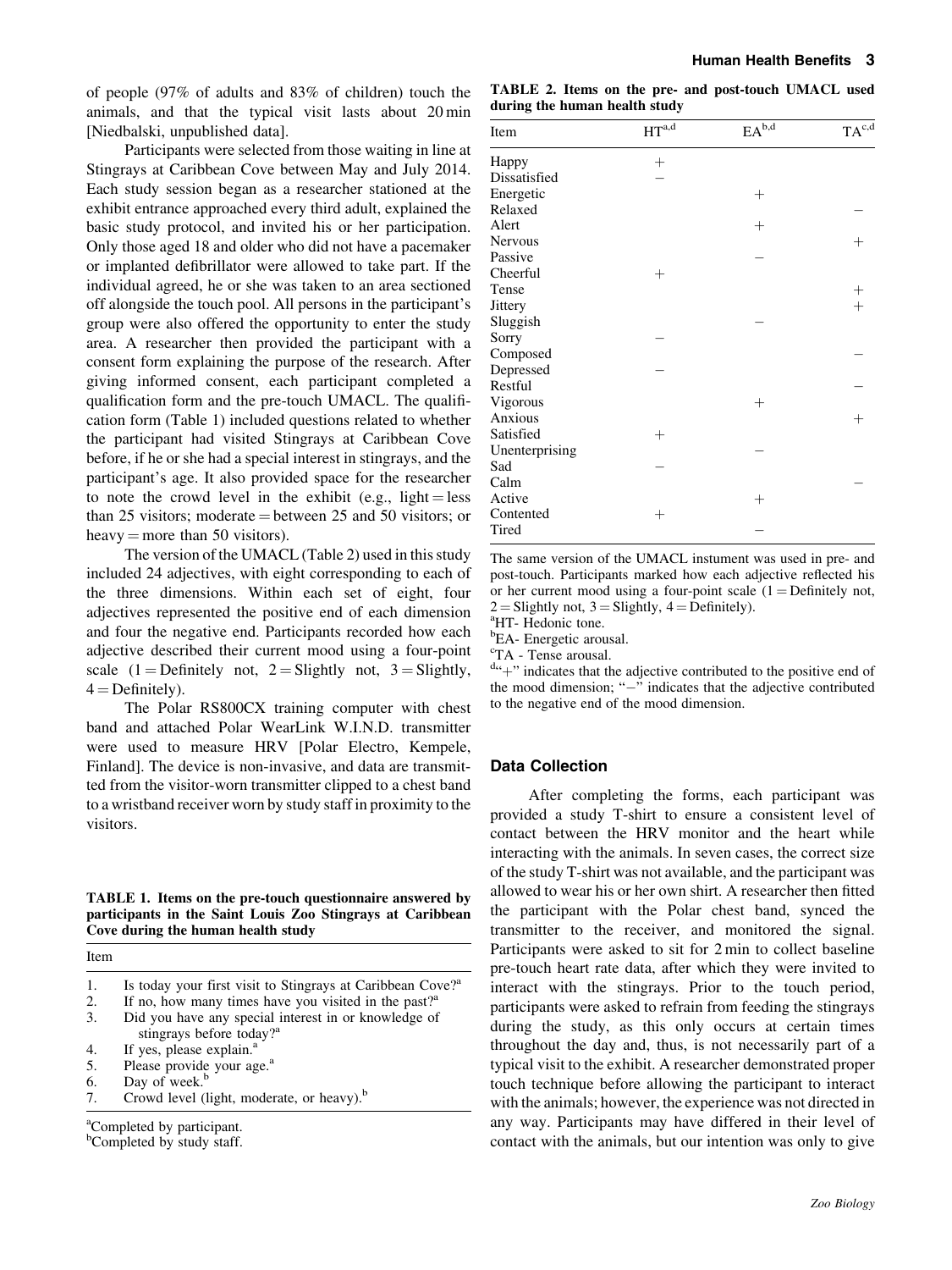of people (97% of adults and 83% of children) touch the animals, and that the typical visit lasts about 20 min [Niedbalski, unpublished data].

Participants were selected from those waiting in line at Stingrays at Caribbean Cove between May and July 2014. Each study session began as a researcher stationed at the exhibit entrance approached every third adult, explained the basic study protocol, and invited his or her participation. Only those aged 18 and older who did not have a pacemaker or implanted defibrillator were allowed to take part. If the individual agreed, he or she was taken to an area sectioned off alongside the touch pool. All persons in the participant's group were also offered the opportunity to enter the study area. A researcher then provided the participant with a consent form explaining the purpose of the research. After giving informed consent, each participant completed a qualification form and the pre-touch UMACL. The qualification form (Table 1) included questions related to whether the participant had visited Stingrays at Caribbean Cove before, if he or she had a special interest in stingrays, and the participant's age. It also provided space for the researcher to note the crowd level in the exhibit (e.g., light = less than 25 visitors; moderate = between 25 and 50 visitors; or heavy = more than 50 visitors).

The version of the UMACL (Table 2) used in this study included 24 adjectives, with eight corresponding to each of the three dimensions. Within each set of eight, four adjectives represented the positive end of each dimension and four the negative end. Participants recorded how each adjective described their current mood using a four-point scale (1 = Definitely not, 2 = Slightly not, 3 = Slightly, 4 = Definitely).

The Polar RS800CX training computer with chest band and attached Polar WearLink W.I.N.D. transmitter were used to measure HRV [Polar Electro, Kempele, Finland]. The device is non-invasive, and data are transmitted from the visitor-worn transmitter clipped to a chest band to a wristband receiver worn by study staff in proximity to the visitors.

**TABLE 1. Items on the pre-touch questionnaire answered by participants in the Saint Louis Zoo Stingrays at Caribbean Cove during the human health study**

| Item |
|---|
| 1. Is today your first visit to Stingrays at Caribbean Cove?[a] |
| 2. If no, how many times have you visited in the past?[a] |
| 3. Did you have any special interest in or knowledge of stingrays before today?[a] |
| 4. If yes, please explain.[a] |
| 5. Please provide your age.[a] |
| 6. Day of week.[b] |
| 7. Crowd level (light, moderate, or heavy).[b] |

[a]Completed by participant.
[b]Completed by study staff.

**TABLE 2. Items on the pre- and post-touch UMACL used during the human health study**

| Item | HT[a,d] | EA[b,d] | TA[c,d] |
|---|---|---|---|
| Happy | + | | |
| Dissatisfied | − | | |
| Energetic | | + | |
| Relaxed | | | − |
| Alert | | + | |
| Nervous | | | + |
| Passive | | − | |
| Cheerful | + | | |
| Tense | | | + |
| Jittery | | | + |
| Sluggish | | − | |
| Sorry | − | | |
| Composed | | | − |
| Depressed | − | | |
| Restful | | | − |
| Vigorous | | + | |
| Anxious | | | + |
| Satisfied | + | | |
| Unenterprising | | − | |
| Sad | − | | |
| Calm | | | − |
| Active | | + | |
| Contented | + | | |
| Tired | | − | |

The same version of the UMACL instument was used in pre- and post-touch. Participants marked how each adjective reflected his or her current mood using a four-point scale (1 = Definitely not, 2 = Slightly not, 3 = Slightly, 4 = Definitely).
[a]HT- Hedonic tone.
[b]EA- Energetic arousal.
[c]TA - Tense arousal.
[d]"+" indicates that the adjective contributed to the positive end of the mood dimension; "−" indicates that the adjective contributed to the negative end of the mood dimension.

## Data Collection

After completing the forms, each participant was provided a study T-shirt to ensure a consistent level of contact between the HRV monitor and the heart while interacting with the animals. In seven cases, the correct size of the study T-shirt was not available, and the participant was allowed to wear his or her own shirt. A researcher then fitted the participant with the Polar chest band, synced the transmitter to the receiver, and monitored the signal. Participants were asked to sit for 2 min to collect baseline pre-touch heart rate data, after which they were invited to interact with the stingrays. Prior to the touch period, participants were asked to refrain from feeding the stingrays during the study, as this only occurs at certain times throughout the day and, thus, is not necessarily part of a typical visit to the exhibit. A researcher demonstrated proper touch technique before allowing the participant to interact with the animals; however, the experience was not directed in any way. Participants may have differed in their level of contact with the animals, but our intention was only to give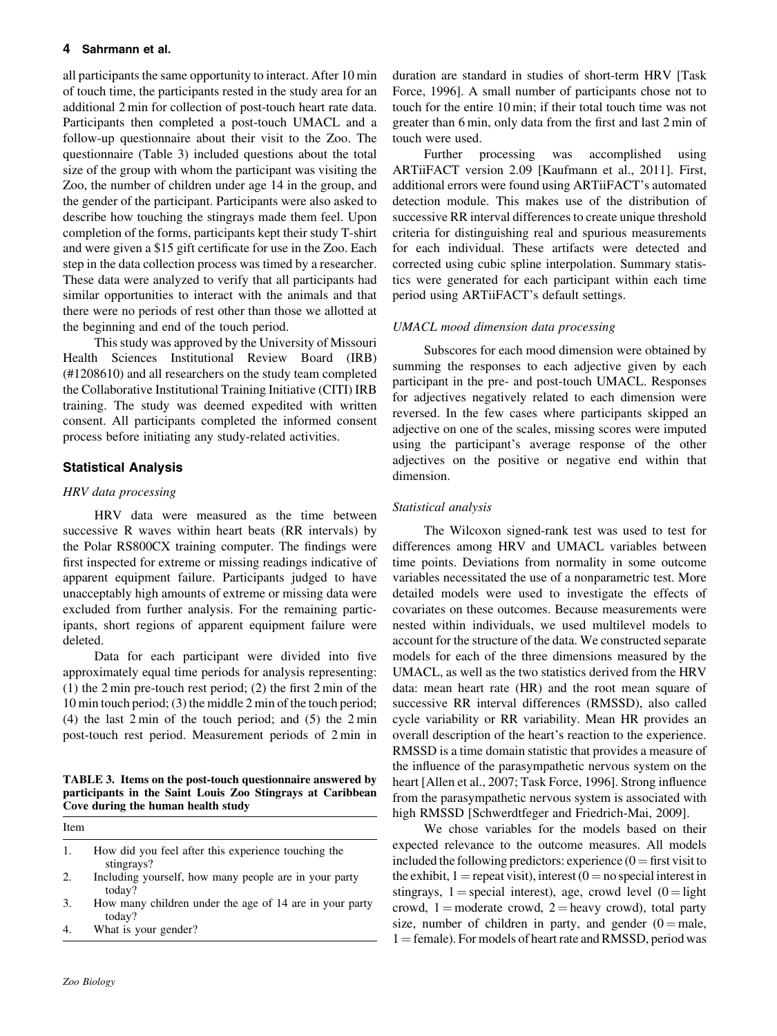all participants the same opportunity to interact. After 10 min of touch time, the participants rested in the study area for an additional 2 min for collection of post-touch heart rate data. Participants then completed a post-touch UMACL and a follow-up questionnaire about their visit to the Zoo. The questionnaire (Table 3) included questions about the total size of the group with whom the participant was visiting the Zoo, the number of children under age 14 in the group, and the gender of the participant. Participants were also asked to describe how touching the stingrays made them feel. Upon completion of the forms, participants kept their study T-shirt and were given a $15 gift certificate for use in the Zoo. Each step in the data collection process was timed by a researcher. These data were analyzed to verify that all participants had similar opportunities to interact with the animals and that there were no periods of rest other than those we allotted at the beginning and end of the touch period.

This study was approved by the University of Missouri Health Sciences Institutional Review Board (IRB) (#1208610) and all researchers on the study team completed the Collaborative Institutional Training Initiative (CITI) IRB training. The study was deemed expedited with written consent. All participants completed the informed consent process before initiating any study-related activities.

## Statistical Analysis

### *HRV data processing*

HRV data were measured as the time between successive R waves within heart beats (RR intervals) by the Polar RS800CX training computer. The findings were first inspected for extreme or missing readings indicative of apparent equipment failure. Participants judged to have unacceptably high amounts of extreme or missing data were excluded from further analysis. For the remaining participants, short regions of apparent equipment failure were deleted.

Data for each participant were divided into five approximately equal time periods for analysis representing: (1) the 2 min pre-touch rest period; (2) the first 2 min of the 10 min touch period; (3) the middle 2 min of the touch period; (4) the last 2 min of the touch period; and (5) the 2 min post-touch rest period. Measurement periods of 2 min in duration are standard in studies of short-term HRV [Task Force, 1996]. A small number of participants chose not to touch for the entire 10 min; if their total touch time was not greater than 6 min, only data from the first and last 2 min of touch were used.

Further processing was accomplished using ARTiiFACT version 2.09 [Kaufmann et al., 2011]. First, additional errors were found using ARTiiFACT's automated detection module. This makes use of the distribution of successive RR interval differences to create unique threshold criteria for distinguishing real and spurious measurements for each individual. These artifacts were detected and corrected using cubic spline interpolation. Summary statistics were generated for each participant within each time period using ARTiiFACT's default settings.

**TABLE 3. Items on the post-touch questionnaire answered by participants in the Saint Louis Zoo Stingrays at Caribbean Cove during the human health study**

| Item | |
|---|---|
| 1. | How did you feel after this experience touching the stingrays? |
| 2. | Including yourself, how many people are in your party today? |
| 3. | How many children under the age of 14 are in your party today? |
| 4. | What is your gender? |

### *UMACL mood dimension data processing*

Subscores for each mood dimension were obtained by summing the responses to each adjective given by each participant in the pre- and post-touch UMACL. Responses for adjectives negatively related to each dimension were reversed. In the few cases where participants skipped an adjective on one of the scales, missing scores were imputed using the participant's average response of the other adjectives on the positive or negative end within that dimension.

### *Statistical analysis*

The Wilcoxon signed-rank test was used to test for differences among HRV and UMACL variables between time points. Deviations from normality in some outcome variables necessitated the use of a nonparametric test. More detailed models were used to investigate the effects of covariates on these outcomes. Because measurements were nested within individuals, we used multilevel models to account for the structure of the data. We constructed separate models for each of the three dimensions measured by the UMACL, as well as the two statistics derived from the HRV data: mean heart rate (HR) and the root mean square of successive RR interval differences (RMSSD), also called cycle variability or RR variability. Mean HR provides an overall description of the heart's reaction to the experience. RMSSD is a time domain statistic that provides a measure of the influence of the parasympathetic nervous system on the heart [Allen et al., 2007; Task Force, 1996]. Strong influence from the parasympathetic nervous system is associated with high RMSSD [Schwerdtfeger and Friedrich-Mai, 2009].

We chose variables for the models based on their expected relevance to the outcome measures. All models included the following predictors: experience (0 = first visit to the exhibit, 1 = repeat visit), interest (0 = no special interest in stingrays, 1 = special interest), age, crowd level (0 = light crowd, 1 = moderate crowd, 2 = heavy crowd), total party size, number of children in party, and gender (0 = male, 1 = female). For models of heart rate and RMSSD, period was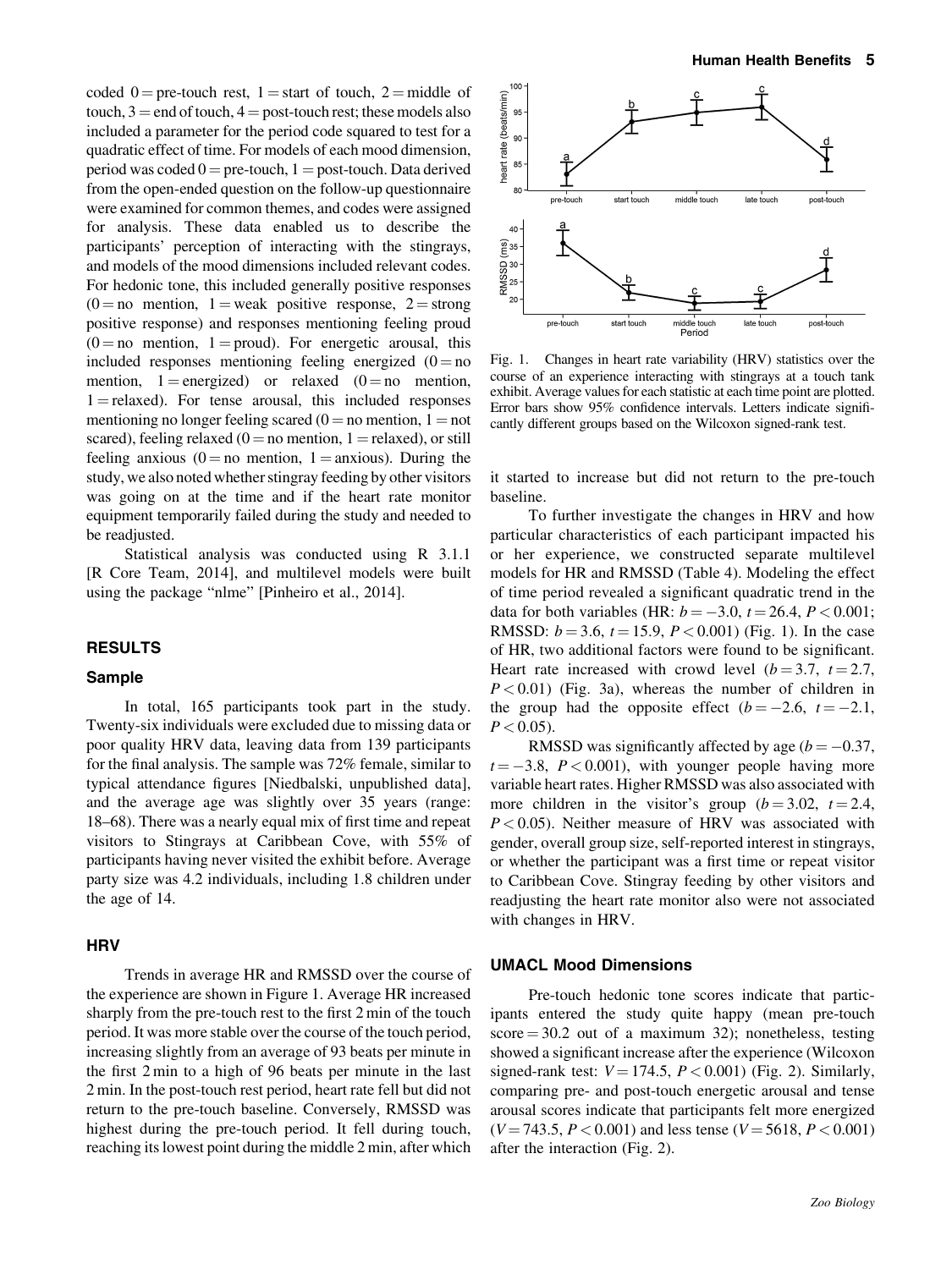coded 0 = pre-touch rest, 1 = start of touch, 2 = middle of touch, 3 = end of touch, 4 = post-touch rest; these models also included a parameter for the period code squared to test for a quadratic effect of time. For models of each mood dimension, period was coded 0 = pre-touch, 1 = post-touch. Data derived from the open-ended question on the follow-up questionnaire were examined for common themes, and codes were assigned for analysis. These data enabled us to describe the participants' perception of interacting with the stingrays, and models of the mood dimensions included relevant codes. For hedonic tone, this included generally positive responses (0 = no mention, 1 = weak positive response, 2 = strong positive response) and responses mentioning feeling proud (0 = no mention, 1 = proud). For energetic arousal, this included responses mentioning feeling energized (0 = no mention, 1 = energized) or relaxed (0 = no mention, 1 = relaxed). For tense arousal, this included responses mentioning no longer feeling scared (0 = no mention, 1 = not scared), feeling relaxed (0 = no mention, 1 = relaxed), or still feeling anxious (0 = no mention, 1 = anxious). During the study, we also noted whether stingray feeding by other visitors was going on at the time and if the heart rate monitor equipment temporarily failed during the study and needed to be readjusted.

Statistical analysis was conducted using R 3.1.1 [R Core Team, 2014], and multilevel models were built using the package "nlme" [Pinheiro et al., 2014].

## RESULTS

### Sample

In total, 165 participants took part in the study. Twenty-six individuals were excluded due to missing data or poor quality HRV data, leaving data from 139 participants for the final analysis. The sample was 72% female, similar to typical attendance figures [Niedbalski, unpublished data], and the average age was slightly over 35 years (range: 18–68). There was a nearly equal mix of first time and repeat visitors to Stingrays at Caribbean Cove, with 55% of participants having never visited the exhibit before. Average party size was 4.2 individuals, including 1.8 children under the age of 14.

### HRV

Trends in average HR and RMSSD over the course of the experience are shown in Figure 1. Average HR increased sharply from the pre-touch rest to the first 2 min of the touch period. It was more stable over the course of the touch period, increasing slightly from an average of 93 beats per minute in the first 2 min to a high of 96 beats per minute in the last 2 min. In the post-touch rest period, heart rate fell but did not return to the pre-touch baseline. Conversely, RMSSD was highest during the pre-touch period. It fell during touch, reaching its lowest point during the middle 2 min, after which it started to increase but did not return to the pre-touch baseline.

Fig. 1. Changes in heart rate variability (HRV) statistics over the course of an experience interacting with stingrays at a touch tank exhibit. Average values for each statistic at each time point are plotted. Error bars show 95% confidence intervals. Letters indicate significantly different groups based on the Wilcoxon signed-rank test.

To further investigate the changes in HRV and how particular characteristics of each participant impacted his or her experience, we constructed separate multilevel models for HR and RMSSD (Table 4). Modeling the effect of time period revealed a significant quadratic trend in the data for both variables (HR: $b = -3.0$, $t = 26.4$, $P < 0.001$; RMSSD: $b = 3.6$, $t = 15.9$, $P < 0.001$) (Fig. 1). In the case of HR, two additional factors were found to be significant. Heart rate increased with crowd level ($b = 3.7$, $t = 2.7$, $P < 0.01$) (Fig. 3a), whereas the number of children in the group had the opposite effect ($b = -2.6$, $t = -2.1$, $P < 0.05$).

RMSSD was significantly affected by age ($b = -0.37$, $t = -3.8$, $P < 0.001$), with younger people having more variable heart rates. Higher RMSSD was also associated with more children in the visitor's group ($b = 3.02$, $t = 2.4$, $P < 0.05$). Neither measure of HRV was associated with gender, overall group size, self-reported interest in stingrays, or whether the participant was a first time or repeat visitor to Caribbean Cove. Stingray feeding by other visitors and readjusting the heart rate monitor also were not associated with changes in HRV.

### UMACL Mood Dimensions

Pre-touch hedonic tone scores indicate that participants entered the study quite happy (mean pre-touch score = 30.2 out of a maximum 32); nonetheless, testing showed a significant increase after the experience (Wilcoxon signed-rank test: $V = 174.5$, $P < 0.001$) (Fig. 2). Similarly, comparing pre- and post-touch energetic arousal and tense arousal scores indicate that participants felt more energized ($V = 743.5$, $P < 0.001$) and less tense ($V = 5618$, $P < 0.001$) after the interaction (Fig. 2).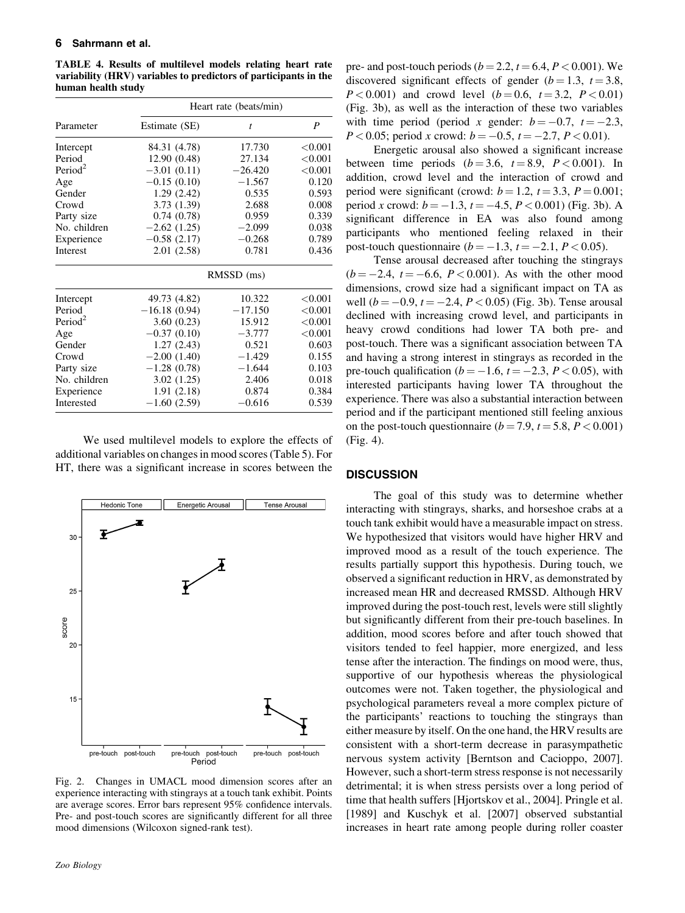TABLE 4. Results of multilevel models relating heart rate variability (HRV) variables to predictors of participants in the human health study

| Parameter | Heart rate (beats/min) | | |
|---|---|---|---|
| | Estimate (SE) | $t$ | $P$ |
| Intercept | 84.31 (4.78) | 17.730 | <0.001 |
| Period | 12.90 (0.48) | 27.134 | <0.001 |
| Period$^2$ | −3.01 (0.11) | −26.420 | <0.001 |
| Age | −0.15 (0.10) | −1.567 | 0.120 |
| Gender | 1.29 (2.42) | 0.535 | 0.593 |
| Crowd | 3.73 (1.39) | 2.688 | 0.008 |
| Party size | 0.74 (0.78) | 0.959 | 0.339 |
| No. children | −2.62 (1.25) | −2.099 | 0.038 |
| Experience | −0.58 (2.17) | −0.268 | 0.789 |
| Interest | 2.01 (2.58) | 0.781 | 0.436 |
| | RMSSD (ms) | | |
| Intercept | 49.73 (4.82) | 10.322 | <0.001 |
| Period | −16.18 (0.94) | −17.150 | <0.001 |
| Period$^2$ | 3.60 (0.23) | 15.912 | <0.001 |
| Age | −0.37 (0.10) | −3.777 | <0.001 |
| Gender | 1.27 (2.43) | 0.521 | 0.603 |
| Crowd | −2.00 (1.40) | −1.429 | 0.155 |
| Party size | −1.28 (0.78) | −1.644 | 0.103 |
| No. children | 3.02 (1.25) | 2.406 | 0.018 |
| Experience | 1.91 (2.18) | 0.874 | 0.384 |
| Interested | −1.60 (2.59) | −0.616 | 0.539 |

We used multilevel models to explore the effects of additional variables on changes in mood scores (Table 5). For HT, there was a significant increase in scores between the pre- and post-touch periods ($b = 2.2$, $t = 6.4$, $P < 0.001$). We discovered significant effects of gender ($b = 1.3$, $t = 3.8$, $P < 0.001$) and crowd level ($b = 0.6$, $t = 3.2$, $P < 0.01$) (Fig. 3b), as well as the interaction of these two variables with time period (period $x$ gender: $b = -0.7$, $t = -2.3$, $P < 0.05$; period $x$ crowd: $b = -0.5$, $t = -2.7$, $P < 0.01$).

Fig. 2. Changes in UMACL mood dimension scores after an experience interacting with stingrays at a touch tank exhibit. Points are average scores. Error bars represent 95% confidence intervals. Pre- and post-touch scores are significantly different for all three mood dimensions (Wilcoxon signed-rank test).

Energetic arousal also showed a significant increase between time periods ($b = 3.6$, $t = 8.9$, $P < 0.001$). In addition, crowd level and the interaction of crowd and period were significant (crowd: $b = 1.2$, $t = 3.3$, $P = 0.001$; period $x$ crowd: $b = -1.3$, $t = -4.5$, $P < 0.001$) (Fig. 3b). A significant difference in EA was also found among participants who mentioned feeling relaxed in their post-touch questionnaire ($b = -1.3$, $t = -2.1$, $P < 0.05$).

Tense arousal decreased after touching the stingrays ($b = -2.4$, $t = -6.6$, $P < 0.001$). As with the other mood dimensions, crowd size had a significant impact on TA as well ($b = -0.9$, $t = -2.4$, $P < 0.05$) (Fig. 3b). Tense arousal declined with increasing crowd level, and participants in heavy crowd conditions had lower TA both pre- and post-touch. There was a significant association between TA and having a strong interest in stingrays as recorded in the pre-touch qualification ($b = -1.6$, $t = -2.3$, $P < 0.05$), with interested participants having lower TA throughout the experience. There was also a substantial interaction between period and if the participant mentioned still feeling anxious on the post-touch questionnaire ($b = 7.9$, $t = 5.8$, $P < 0.001$) (Fig. 4).

## DISCUSSION

The goal of this study was to determine whether interacting with stingrays, sharks, and horseshoe crabs at a touch tank exhibit would have a measurable impact on stress. We hypothesized that visitors would have higher HRV and improved mood as a result of the touch experience. The results partially support this hypothesis. During touch, we observed a significant reduction in HRV, as demonstrated by increased mean HR and decreased RMSSD. Although HRV improved during the post-touch rest, levels were still slightly but significantly different from their pre-touch baselines. In addition, mood scores before and after touch showed that visitors tended to feel happier, more energized, and less tense after the interaction. The findings on mood were, thus, supportive of our hypothesis whereas the physiological outcomes were not. Taken together, the physiological and psychological parameters reveal a more complex picture of the participants' reactions to touching the stingrays than either measure by itself. On the one hand, the HRV results are consistent with a short-term decrease in parasympathetic nervous system activity [Berntson and Cacioppo, 2007]. However, such a short-term stress response is not necessarily detrimental; it is when stress persists over a long period of time that health suffers [Hjortskov et al., 2004]. Pringle et al. [1989] and Kuschyk et al. [2007] observed substantial increases in heart rate among people during roller coaster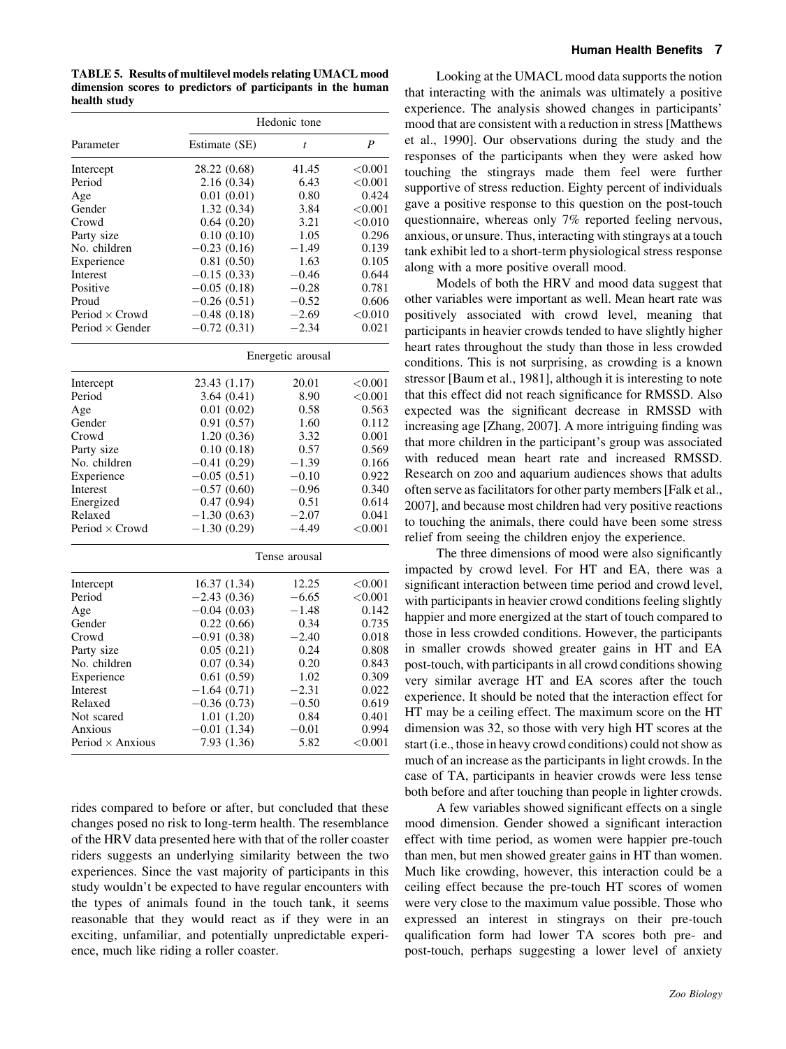**TABLE 5. Results of multilevel models relating UMACL mood dimension scores to predictors of participants in the human health study**

| Parameter | Estimate (SE) | $t$ | $P$ |
|---|---|---|---|
| | Hedonic tone | | |
| Intercept | 28.22 (0.68) | 41.45 | <0.001 |
| Period | 2.16 (0.34) | 6.43 | <0.001 |
| Age | 0.01 (0.01) | 0.80 | 0.424 |
| Gender | 1.32 (0.34) | 3.84 | <0.001 |
| Crowd | 0.64 (0.20) | 3.21 | <0.010 |
| Party size | 0.10 (0.10) | 1.05 | 0.296 |
| No. children | −0.23 (0.16) | −1.49 | 0.139 |
| Experience | 0.81 (0.50) | 1.63 | 0.105 |
| Interest | −0.15 (0.33) | −0.46 | 0.644 |
| Positive | −0.05 (0.18) | −0.28 | 0.781 |
| Proud | −0.26 (0.51) | −0.52 | 0.606 |
| Period × Crowd | −0.48 (0.18) | −2.69 | <0.010 |
| Period × Gender | −0.72 (0.31) | −2.34 | 0.021 |
| | Energetic arousal | | |
| Intercept | 23.43 (1.17) | 20.01 | <0.001 |
| Period | 3.64 (0.41) | 8.90 | <0.001 |
| Age | 0.01 (0.02) | 0.58 | 0.563 |
| Gender | 0.91 (0.57) | 1.60 | 0.112 |
| Crowd | 1.20 (0.36) | 3.32 | 0.001 |
| Party size | 0.10 (0.18) | 0.57 | 0.569 |
| No. children | −0.41 (0.29) | −1.39 | 0.166 |
| Experience | −0.05 (0.51) | −0.10 | 0.922 |
| Interest | −0.57 (0.60) | −0.96 | 0.340 |
| Energized | 0.47 (0.94) | 0.51 | 0.614 |
| Relaxed | −1.30 (0.63) | −2.07 | 0.041 |
| Period × Crowd | −1.30 (0.29) | −4.49 | <0.001 |
| | Tense arousal | | |
| Intercept | 16.37 (1.34) | 12.25 | <0.001 |
| Period | −2.43 (0.36) | −6.65 | <0.001 |
| Age | −0.04 (0.03) | −1.48 | 0.142 |
| Gender | 0.22 (0.66) | 0.34 | 0.735 |
| Crowd | −0.91 (0.38) | −2.40 | 0.018 |
| Party size | 0.05 (0.21) | 0.24 | 0.808 |
| No. children | 0.07 (0.34) | 0.20 | 0.843 |
| Experience | 0.61 (0.59) | 1.02 | 0.309 |
| Interest | −1.64 (0.71) | −2.31 | 0.022 |
| Relaxed | −0.36 (0.73) | −0.50 | 0.619 |
| Not scared | 1.01 (1.20) | 0.84 | 0.401 |
| Anxious | −0.01 (1.34) | −0.01 | 0.994 |
| Period × Anxious | 7.93 (1.36) | 5.82 | <0.001 |

rides compared to before or after, but concluded that these changes posed no risk to long-term health. The resemblance of the HRV data presented here with that of the roller coaster riders suggests an underlying similarity between the two experiences. Since the vast majority of participants in this study wouldn't be expected to have regular encounters with the types of animals found in the touch tank, it seems reasonable that they would react as if they were in an exciting, unfamiliar, and potentially unpredictable experience, much like riding a roller coaster.

Looking at the UMACL mood data supports the notion that interacting with the animals was ultimately a positive experience. The analysis showed changes in participants' mood that are consistent with a reduction in stress [Matthews et al., 1990]. Our observations during the study and the responses of the participants when they were asked how touching the stingrays made them feel were further supportive of stress reduction. Eighty percent of individuals gave a positive response to this question on the post-touch questionnaire, whereas only 7% reported feeling nervous, anxious, or unsure. Thus, interacting with stingrays at a touch tank exhibit led to a short-term physiological stress response along with a more positive overall mood.

Models of both the HRV and mood data suggest that other variables were important as well. Mean heart rate was positively associated with crowd level, meaning that participants in heavier crowds tended to have slightly higher heart rates throughout the study than those in less crowded conditions. This is not surprising, as crowding is a known stressor [Baum et al., 1981], although it is interesting to note that this effect did not reach significance for RMSSD. Also expected was the significant decrease in RMSSD with increasing age [Zhang, 2007]. A more intriguing finding was that more children in the participant's group was associated with reduced mean heart rate and increased RMSSD. Research on zoo and aquarium audiences shows that adults often serve as facilitators for other party members [Falk et al., 2007], and because most children had very positive reactions to touching the animals, there could have been some stress relief from seeing the children enjoy the experience.

The three dimensions of mood were also significantly impacted by crowd level. For HT and EA, there was a significant interaction between time period and crowd level, with participants in heavier crowd conditions feeling slightly happier and more energized at the start of touch compared to those in less crowded conditions. However, the participants in smaller crowds showed greater gains in HT and EA post-touch, with participants in all crowd conditions showing very similar average HT and EA scores after the touch experience. It should be noted that the interaction effect for HT may be a ceiling effect. The maximum score on the HT dimension was 32, so those with very high HT scores at the start (i.e., those in heavy crowd conditions) could not show as much of an increase as the participants in light crowds. In the case of TA, participants in heavier crowds were less tense both before and after touching than people in lighter crowds.

A few variables showed significant effects on a single mood dimension. Gender showed a significant interaction effect with time period, as women were happier pre-touch than men, but men showed greater gains in HT than women. Much like crowding, however, this interaction could be a ceiling effect because the pre-touch HT scores of women were very close to the maximum value possible. Those who expressed an interest in stingrays on their pre-touch qualification form had lower TA scores both pre- and post-touch, perhaps suggesting a lower level of anxiety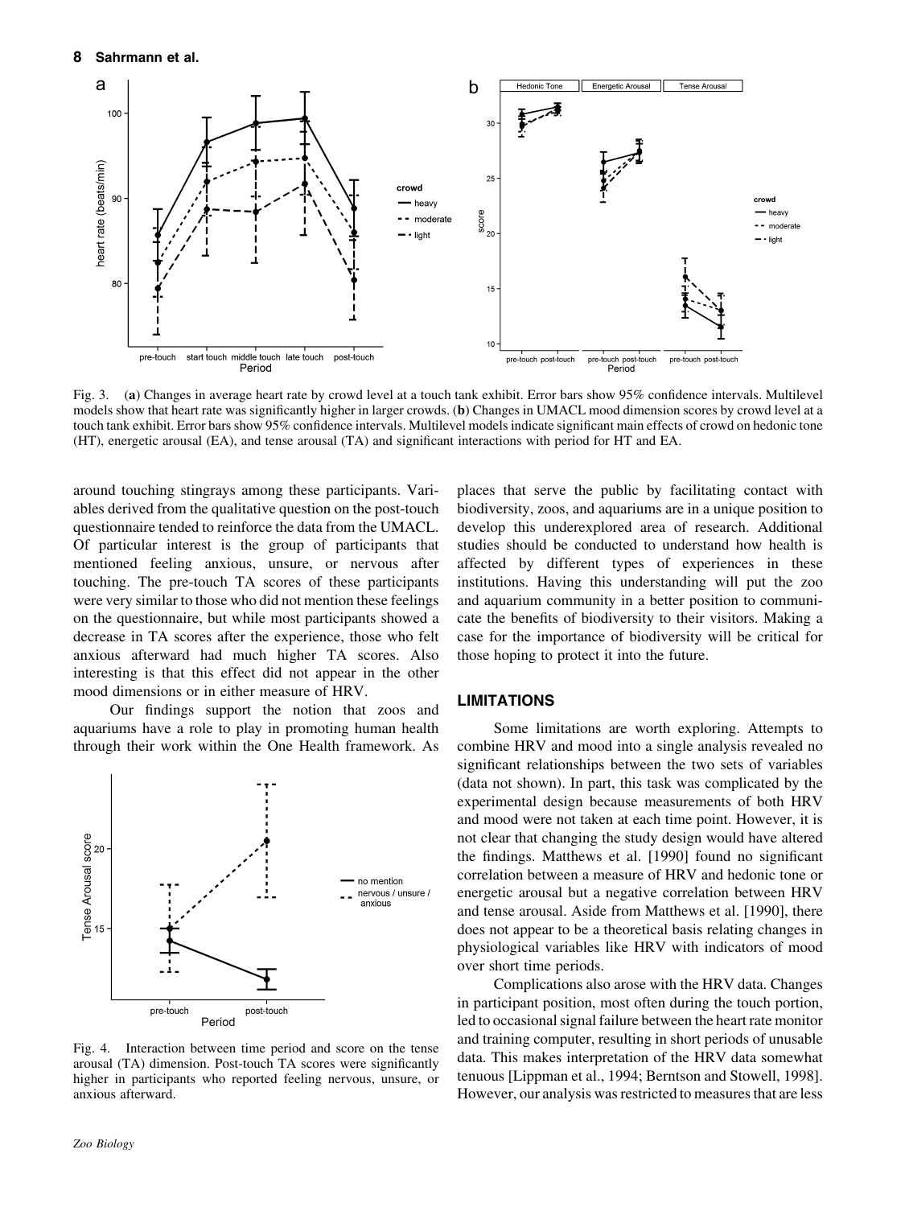a

heart rate (beats/min)

100

90

80

pre-touch start touch middle touch late touch post-touch

Period

crowd

heavy

moderate

light

b

Hedonic Tone Energetic Arousal Tense Arousal

score

30

25

20

15

10

pre-touch post-touch pre-touch post-touch pre-touch post-touch

Period

crowd

heavy

moderate

light

Fig. 3. (**a**) Changes in average heart rate by crowd level at a touch tank exhibit. Error bars show 95% confidence intervals. Multilevel models show that heart rate was significantly higher in larger crowds. (**b**) Changes in UMACL mood dimension scores by crowd level at a touch tank exhibit. Error bars show 95% confidence intervals. Multilevel models indicate significant main effects of crowd on hedonic tone (HT), energetic arousal (EA), and tense arousal (TA) and significant interactions with period for HT and EA.

around touching stingrays among these participants. Variables derived from the qualitative question on the post-touch questionnaire tended to reinforce the data from the UMACL. Of particular interest is the group of participants that mentioned feeling anxious, unsure, or nervous after touching. The pre-touch TA scores of these participants were very similar to those who did not mention these feelings on the questionnaire, but while most participants showed a decrease in TA scores after the experience, those who felt anxious afterward had much higher TA scores. Also interesting is that this effect did not appear in the other mood dimensions or in either measure of HRV.

Our findings support the notion that zoos and aquariums have a role to play in promoting human health through their work within the One Health framework. As places that serve the public by facilitating contact with biodiversity, zoos, and aquariums are in a unique position to develop this underexplored area of research. Additional studies should be conducted to understand how health is affected by different types of experiences in these institutions. Having this understanding will put the zoo and aquarium community in a better position to communicate the benefits of biodiversity to their visitors. Making a case for the importance of biodiversity will be critical for those hoping to protect it into the future.

Tense Arousal score

20

15

pre-touch post-touch

Period

no mention

nervous / unsure / anxious

Fig. 4. Interaction between time period and score on the tense arousal (TA) dimension. Post-touch TA scores were significantly higher in participants who reported feeling nervous, unsure, or anxious afterward.

## LIMITATIONS

Some limitations are worth exploring. Attempts to combine HRV and mood into a single analysis revealed no significant relationships between the two sets of variables (data not shown). In part, this task was complicated by the experimental design because measurements of both HRV and mood were not taken at each time point. However, it is not clear that changing the study design would have altered the findings. Matthews et al. [1990] found no significant correlation between a measure of HRV and hedonic tone or energetic arousal but a negative correlation between HRV and tense arousal. Aside from Matthews et al. [1990], there does not appear to be a theoretical basis relating changes in physiological variables like HRV with indicators of mood over short time periods.

Complications also arose with the HRV data. Changes in participant position, most often during the touch portion, led to occasional signal failure between the heart rate monitor and training computer, resulting in short periods of unusable data. This makes interpretation of the HRV data somewhat tenuous [Lippman et al., 1994; Berntson and Stowell, 1998]. However, our analysis was restricted to measures that are less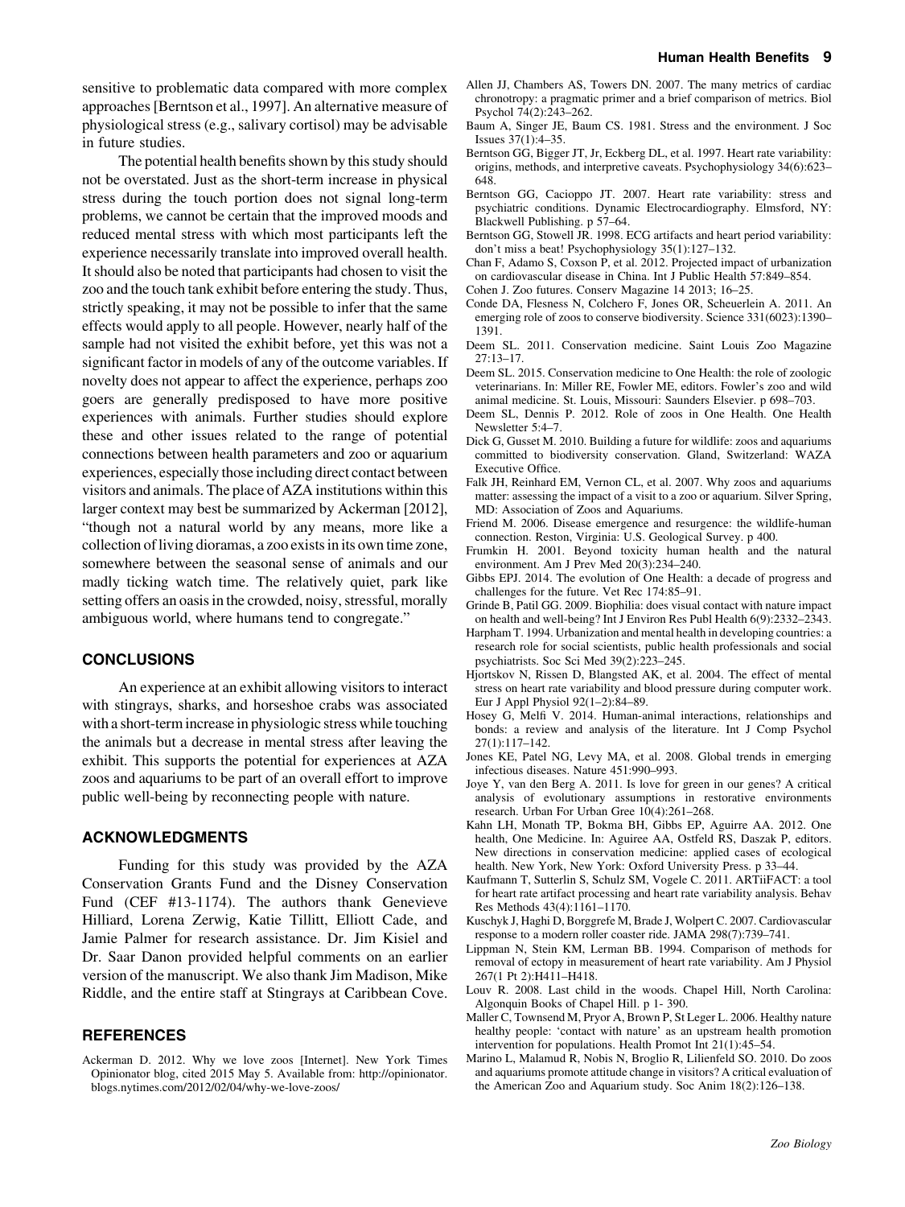sensitive to problematic data compared with more complex approaches [Berntson et al., 1997]. An alternative measure of physiological stress (e.g., salivary cortisol) may be advisable in future studies.

The potential health benefits shown by this study should not be overstated. Just as the short-term increase in physical stress during the touch portion does not signal long-term problems, we cannot be certain that the improved moods and reduced mental stress with which most participants left the experience necessarily translate into improved overall health. It should also be noted that participants had chosen to visit the zoo and the touch tank exhibit before entering the study. Thus, strictly speaking, it may not be possible to infer that the same effects would apply to all people. However, nearly half of the sample had not visited the exhibit before, yet this was not a significant factor in models of any of the outcome variables. If novelty does not appear to affect the experience, perhaps zoo goers are generally predisposed to have more positive experiences with animals. Further studies should explore these and other issues related to the range of potential connections between health parameters and zoo or aquarium experiences, especially those including direct contact between visitors and animals. The place of AZA institutions within this larger context may best be summarized by Ackerman [2012], "though not a natural world by any means, more like a collection of living dioramas, a zoo exists in its own time zone, somewhere between the seasonal sense of animals and our madly ticking watch time. The relatively quiet, park like setting offers an oasis in the crowded, noisy, stressful, morally ambiguous world, where humans tend to congregate."

## CONCLUSIONS

An experience at an exhibit allowing visitors to interact with stingrays, sharks, and horseshoe crabs was associated with a short-term increase in physiologic stress while touching the animals but a decrease in mental stress after leaving the exhibit. This supports the potential for experiences at AZA zoos and aquariums to be part of an overall effort to improve public well-being by reconnecting people with nature.

## ACKNOWLEDGMENTS

Funding for this study was provided by the AZA Conservation Grants Fund and the Disney Conservation Fund (CEF #13-1174). The authors thank Genevieve Hilliard, Lorena Zerwig, Katie Tillitt, Elliott Cade, and Jamie Palmer for research assistance. Dr. Jim Kisiel and Dr. Saar Danon provided helpful comments on an earlier version of the manuscript. We also thank Jim Madison, Mike Riddle, and the entire staff at Stingrays at Caribbean Cove.

## REFERENCES

Ackerman D. 2012. Why we love zoos [Internet]. New York Times Opinionator blog, cited 2015 May 5. Available from: http://opinionator.blogs.nytimes.com/2012/02/04/why-we-love-zoos/

Allen JJ, Chambers AS, Towers DN. 2007. The many metrics of cardiac chronotropy: a pragmatic primer and a brief comparison of metrics. Biol Psychol 74(2):243–262.

Baum A, Singer JE, Baum CS. 1981. Stress and the environment. J Soc Issues 37(1):4–35.

Berntson GG, Bigger JT, Jr, Eckberg DL, et al. 1997. Heart rate variability: origins, methods, and interpretive caveats. Psychophysiology 34(6):623–648.

Berntson GG, Cacioppo JT. 2007. Heart rate variability: stress and psychiatric conditions. Dynamic Electrocardiography. Elmsford, NY: Blackwell Publishing. p 57–64.

Berntson GG, Stowell JR. 1998. ECG artifacts and heart period variability: don't miss a beat! Psychophysiology 35(1):127–132.

Chan F, Adamo S, Coxson P, et al. 2012. Projected impact of urbanization on cardiovascular disease in China. Int J Public Health 57:849–854.

Cohen J. Zoo futures. Conserv Magazine 14 2013; 16–25.

Conde DA, Flesness N, Colchero F, Jones OR, Scheuerlein A. 2011. An emerging role of zoos to conserve biodiversity. Science 331(6023):1390–1391.

Deem SL. 2011. Conservation medicine. Saint Louis Zoo Magazine 27:13–17.

Deem SL. 2015. Conservation medicine to One Health: the role of zoologic veterinarians. In: Miller RE, Fowler ME, editors. Fowler's zoo and wild animal medicine. St. Louis, Missouri: Saunders Elsevier. p 698–703.

Deem SL, Dennis P. 2012. Role of zoos in One Health. One Health Newsletter 5:4–7.

Dick G, Gusset M. 2010. Building a future for wildlife: zoos and aquariums committed to biodiversity conservation. Gland, Switzerland: WAZA Executive Office.

Falk JH, Reinhard EM, Vernon CL, et al. 2007. Why zoos and aquariums matter: assessing the impact of a visit to a zoo or aquarium. Silver Spring, MD: Association of Zoos and Aquariums.

Friend M. 2006. Disease emergence and resurgence: the wildlife-human connection. Reston, Virginia: U.S. Geological Survey. p 400.

Frumkin H. 2001. Beyond toxicity human health and the natural environment. Am J Prev Med 20(3):234–240.

Gibbs EPJ. 2014. The evolution of One Health: a decade of progress and challenges for the future. Vet Rec 174:85–91.

Grinde B, Patil GG. 2009. Biophilia: does visual contact with nature impact on health and well-being? Int J Environ Res Publ Health 6(9):2332–2343.

Harpham T. 1994. Urbanization and mental health in developing countries: a research role for social scientists, public health professionals and social psychiatrists. Soc Sci Med 39(2):223–245.

Hjortskov N, Rissen D, Blangsted AK, et al. 2004. The effect of mental stress on heart rate variability and blood pressure during computer work. Eur J Appl Physiol 92(1–2):84–89.

Hosey G, Melfi V. 2014. Human-animal interactions, relationships and bonds: a review and analysis of the literature. Int J Comp Psychol 27(1):117–142.

Jones KE, Patel NG, Levy MA, et al. 2008. Global trends in emerging infectious diseases. Nature 451:990–993.

Joye Y, van den Berg A. 2011. Is love for green in our genes? A critical analysis of evolutionary assumptions in restorative environments research. Urban For Urban Gree 10(4):261–268.

Kahn LH, Monath TP, Bokma BH, Gibbs EP, Aguirre AA. 2012. One health, One Medicine. In: Aguiree AA, Ostfeld RS, Daszak P, editors. New directions in conservation medicine: applied cases of ecological health. New York, New York: Oxford University Press. p 33–44.

Kaufmann T, Sutterlin S, Schulz SM, Vogele C. 2011. ARTiiFACT: a tool for heart rate artifact processing and heart rate variability analysis. Behav Res Methods 43(4):1161–1170.

Kuschyk J, Haghi D, Borggrefe M, Brade J, Wolpert C. 2007. Cardiovascular response to a modern roller coaster ride. JAMA 298(7):739–741.

Lippman N, Stein KM, Lerman BB. 1994. Comparison of methods for removal of ectopy in measurement of heart rate variability. Am J Physiol 267(1 Pt 2):H411–H418.

Louv R. 2008. Last child in the woods. Chapel Hill, North Carolina: Algonquin Books of Chapel Hill. p 1- 390.

Maller C, Townsend M, Pryor A, Brown P, St Leger L. 2006. Healthy nature healthy people: 'contact with nature' as an upstream health promotion intervention for populations. Health Promot Int 21(1):45–54.

Marino L, Malamud R, Nobis N, Broglio R, Lilienfeld SO. 2010. Do zoos and aquariums promote attitude change in visitors? A critical evaluation of the American Zoo and Aquarium study. Soc Anim 18(2):126–138.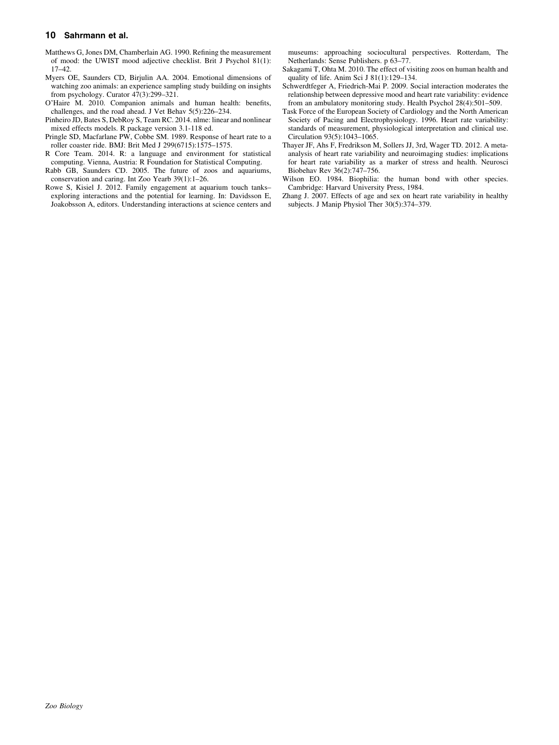Matthews G, Jones DM, Chamberlain AG. 1990. Refining the measurement of mood: the UWIST mood adjective checklist. Brit J Psychol 81(1): 17–42.

Myers OE, Saunders CD, Birjulin AA. 2004. Emotional dimensions of watching zoo animals: an experience sampling study building on insights from psychology. Curator 47(3):299–321.

O'Haire M. 2010. Companion animals and human health: benefits, challenges, and the road ahead. J Vet Behav 5(5):226–234.

Pinheiro JD, Bates S, DebRoy S, Team RC. 2014. nlme: linear and nonlinear mixed effects models. R package version 3.1-118 ed.

Pringle SD, Macfarlane PW, Cobbe SM. 1989. Response of heart rate to a roller coaster ride. BMJ: Brit Med J 299(6715):1575–1575.

R Core Team. 2014. R: a language and environment for statistical computing. Vienna, Austria: R Foundation for Statistical Computing.

Rabb GB, Saunders CD. 2005. The future of zoos and aquariums, conservation and caring. Int Zoo Yearb 39(1):1–26.

Rowe S, Kisiel J. 2012. Family engagement at aquarium touch tanks–exploring interactions and the potential for learning. In: Davidsson E, Joakobsson A, editors. Understanding interactions at science centers and museums: approaching sociocultural perspectives. Rotterdam, The Netherlands: Sense Publishers. p 63–77.

Sakagami T, Ohta M. 2010. The effect of visiting zoos on human health and quality of life. Anim Sci J 81(1):129–134.

Schwerdtfeger A, Friedrich-Mai P. 2009. Social interaction moderates the relationship between depressive mood and heart rate variability: evidence from an ambulatory monitoring study. Health Psychol 28(4):501–509.

Task Force of the European Society of Cardiology and the North American Society of Pacing and Electrophysiology. 1996. Heart rate variability: standards of measurement, physiological interpretation and clinical use. Circulation 93(5):1043–1065.

Thayer JF, Ahs F, Fredrikson M, Sollers JJ, 3rd, Wager TD. 2012. A meta-analysis of heart rate variability and neuroimaging studies: implications for heart rate variability as a marker of stress and health. Neurosci Biobehav Rev 36(2):747–756.

Wilson EO. 1984. Biophilia: the human bond with other species. Cambridge: Harvard University Press, 1984.

Zhang J. 2007. Effects of age and sex on heart rate variability in healthy subjects. J Manip Physiol Ther 30(5):374–379.